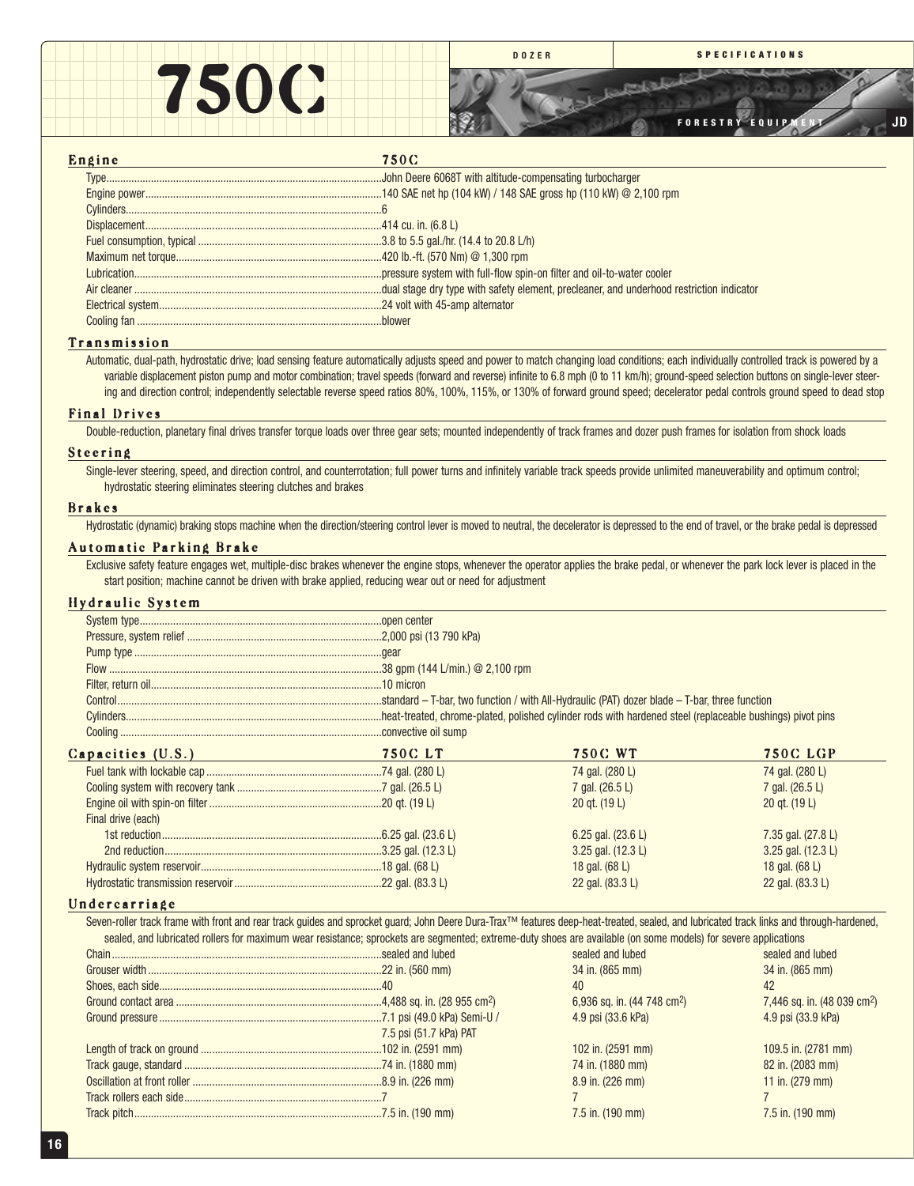# 750C

DOZER SPECIFICATIONS

FORESTRY EQUIPMENT

## Engine

| | 750C |
|---|---|
| Type | John Deere 6068T with altitude-compensating turbocharger |
| Engine power | 140 SAE net hp (104 kW) / 148 SAE gross hp (110 kW) @ 2,100 rpm |
| Cylinders | 6 |
| Displacement | 414 cu. in. (6.8 L) |
| Fuel consumption, typical | 3.8 to 5.5 gal./hr. (14.4 to 20.8 L/h) |
| Maximum net torque | 420 lb.-ft. (570 Nm) @ 1,300 rpm |
| Lubrication | pressure system with full-flow spin-on filter and oil-to-water cooler |
| Air cleaner | dual stage dry type with safety element, precleaner, and underhood restriction indicator |
| Electrical system | 24 volt with 45-amp alternator |
| Cooling fan | blower |

## Transmission

Automatic, dual-path, hydrostatic drive; load sensing feature automatically adjusts speed and power to match changing load conditions; each individually controlled track is powered by a variable displacement piston pump and motor combination; travel speeds (forward and reverse) infinite to 6.8 mph (0 to 11 km/h); ground-speed selection buttons on single-lever steering and direction control; independently selectable reverse speed ratios 80%, 100%, 115%, or 130% of forward ground speed; decelerator pedal controls ground speed to dead stop

## Final Drives

Double-reduction, planetary final drives transfer torque loads over three gear sets; mounted independently of track frames and dozer push frames for isolation from shock loads

## Steering

Single-lever steering, speed, and direction control, and counterrotation; full power turns and infinitely variable track speeds provide unlimited maneuverability and optimum control; hydrostatic steering eliminates steering clutches and brakes

## Brakes

Hydrostatic (dynamic) braking stops machine when the direction/steering control lever is moved to neutral, the decelerator is depressed to the end of travel, or the brake pedal is depressed

## Automatic Parking Brake

Exclusive safety feature engages wet, multiple-disc brakes whenever the engine stops, whenever the operator applies the brake pedal, or whenever the park lock lever is placed in the start position; machine cannot be driven with brake applied, reducing wear out or need for adjustment

## Hydraulic System

| | |
|---|---|
| System type | open center |
| Pressure, system relief | 2,000 psi (13 790 kPa) |
| Pump type | gear |
| Flow | 38 gpm (144 L/min.) @ 2,100 rpm |
| Filter, return oil | 10 micron |
| Control | standard – T-bar, two function / with All-Hydraulic (PAT) dozer blade – T-bar, three function |
| Cylinders | heat-treated, chrome-plated, polished cylinder rods with hardened steel (replaceable bushings) pivot pins |
| Cooling | convective oil sump |

## Capacities (U.S.)

| | 750C LT | 750C WT | 750C LGP |
|---|---|---|---|
| Fuel tank with lockable cap | 74 gal. (280 L) | 74 gal. (280 L) | 74 gal. (280 L) |
| Cooling system with recovery tank | 7 gal. (26.5 L) | 7 gal. (26.5 L) | 7 gal. (26.5 L) |
| Engine oil with spin-on filter | 20 qt. (19 L) | 20 qt. (19 L) | 20 qt. (19 L) |
| Final drive (each) | | | |
| 1st reduction | 6.25 gal. (23.6 L) | 6.25 gal. (23.6 L) | 7.35 gal. (27.8 L) |
| 2nd reduction | 3.25 gal. (12.3 L) | 3.25 gal. (12.3 L) | 3.25 gal. (12.3 L) |
| Hydraulic system reservoir | 18 gal. (68 L) | 18 gal. (68 L) | 18 gal. (68 L) |
| Hydrostatic transmission reservoir | 22 gal. (83.3 L) | 22 gal. (83.3 L) | 22 gal. (83.3 L) |

## Undercarriage

Seven-roller track frame with front and rear track guides and sprocket guard; John Deere Dura-Trax™ features deep-heat-treated, sealed, and lubricated track links and through-hardened, sealed, and lubricated rollers for maximum wear resistance; sprockets are segmented; extreme-duty shoes are available (on some models) for severe applications

| | 750C LT | 750C WT | 750C LGP |
|---|---|---|---|
| Chain | sealed and lubed | sealed and lubed | sealed and lubed |
| Grouser width | 22 in. (560 mm) | 34 in. (865 mm) | 34 in. (865 mm) |
| Shoes, each side | 40 | 40 | 42 |
| Ground contact area | 4,488 sq. in. (28 955 cm$^2$) | 6,936 sq. in. (44 748 cm$^2$) | 7,446 sq. in. (48 039 cm$^2$) |
| Ground pressure | 7.1 psi (49.0 kPa) Semi-U / 7.5 psi (51.7 kPa) PAT | 4.9 psi (33.6 kPa) | 4.9 psi (33.9 kPa) |
| Length of track on ground | 102 in. (2591 mm) | 102 in. (2591 mm) | 109.5 in. (2781 mm) |
| Track gauge, standard | 74 in. (1880 mm) | 74 in. (1880 mm) | 82 in. (2083 mm) |
| Oscillation at front roller | 8.9 in. (226 mm) | 8.9 in. (226 mm) | 11 in. (279 mm) |
| Track rollers each side | 7 | 7 | 7 |
| Track pitch | 7.5 in. (190 mm) | 7.5 in. (190 mm) | 7.5 in. (190 mm) |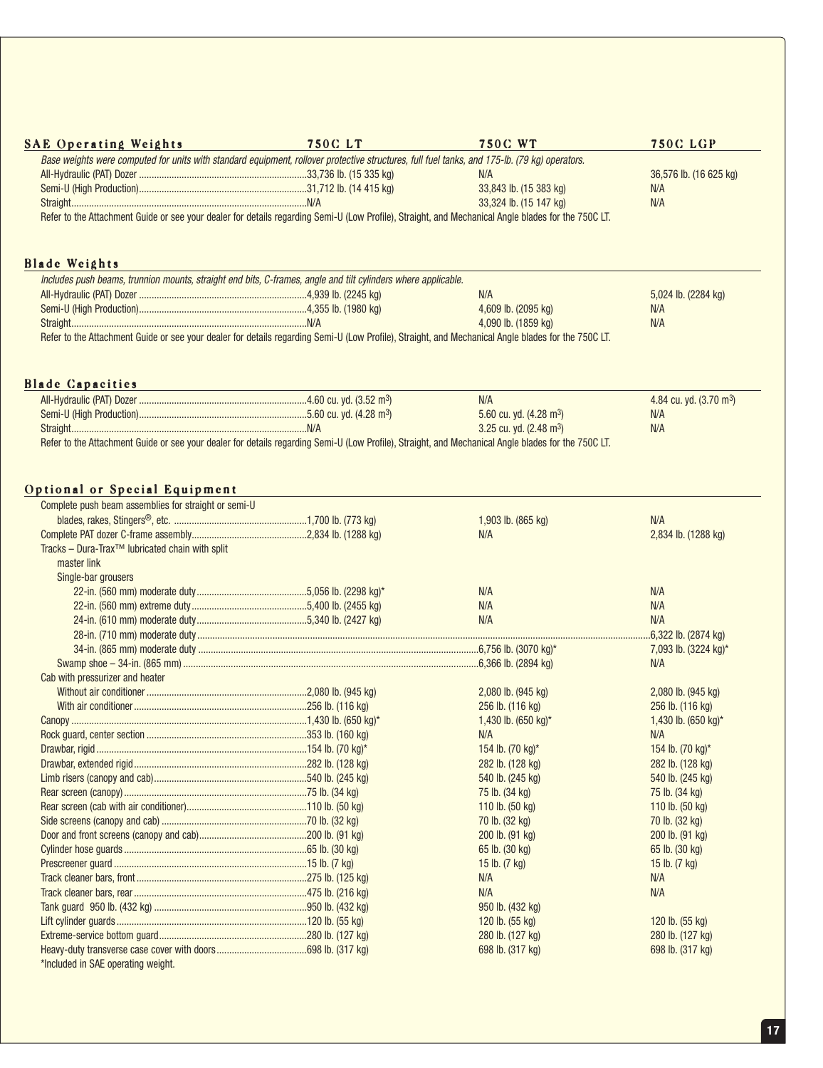| SAE Operating Weights | 750C LT | 750C WT | 750C LGP |
|---|---|---|---|
| *Base weights were computed for units with standard equipment, rollover protective structures, full fuel tanks, and 175-lb. (79 kg) operators.* | | | |
| All-Hydraulic (PAT) Dozer | 33,736 lb. (15 335 kg) | N/A | 36,576 lb. (16 625 kg) |
| Semi-U (High Production) | 31,712 lb. (14 415 kg) | 33,843 lb. (15 383 kg) | N/A |
| Straight | N/A | 33,324 lb. (15 147 kg) | N/A |

Refer to the Attachment Guide or see your dealer for details regarding Semi-U (Low Profile), Straight, and Mechanical Angle blades for the 750C LT.

| Blade Weights | 750C LT | 750C WT | 750C LGP |
|---|---|---|---|
| *Includes push beams, trunnion mounts, straight end bits, C-frames, angle and tilt cylinders where applicable.* | | | |
| All-Hydraulic (PAT) Dozer | 4,939 lb. (2245 kg) | N/A | 5,024 lb. (2284 kg) |
| Semi-U (High Production) | 4,355 lb. (1980 kg) | 4,609 lb. (2095 kg) | N/A |
| Straight | N/A | 4,090 lb. (1859 kg) | N/A |

Refer to the Attachment Guide or see your dealer for details regarding Semi-U (Low Profile), Straight, and Mechanical Angle blades for the 750C LT.

| Blade Capacities | 750C LT | 750C WT | 750C LGP |
|---|---|---|---|
| All-Hydraulic (PAT) Dozer | 4.60 cu. yd. (3.52 m$^3$) | N/A | 4.84 cu. yd. (3.70 m$^3$) |
| Semi-U (High Production) | 5.60 cu. yd. (4.28 m$^3$) | 5.60 cu. yd. (4.28 m$^3$) | N/A |
| Straight | N/A | 3.25 cu. yd. (2.48 m$^3$) | N/A |

Refer to the Attachment Guide or see your dealer for details regarding Semi-U (Low Profile), Straight, and Mechanical Angle blades for the 750C LT.

| Optional or Special Equipment | 750C LT | 750C WT | 750C LGP |
|---|---|---|---|
| Complete push beam assemblies for straight or semi-U blades, rakes, Stingers®, etc. | 1,700 lb. (773 kg) | 1,903 lb. (865 kg) | N/A |
| Complete PAT dozer C-frame assembly | 2,834 lb. (1288 kg) | N/A | 2,834 lb. (1288 kg) |
| Tracks – Dura-Trax™ lubricated chain with split master link | | | |
| Single-bar grousers | | | |
| 22-in. (560 mm) moderate duty | 5,056 lb. (2298 kg)* | N/A | N/A |
| 22-in. (560 mm) extreme duty | 5,400 lb. (2455 kg) | N/A | N/A |
| 24-in. (610 mm) moderate duty | 5,340 lb. (2427 kg) | N/A | N/A |
| 28-in. (710 mm) moderate duty | | | 6,322 lb. (2874 kg) |
| 34-in. (865 mm) moderate duty | | 6,756 lb. (3070 kg)* | 7,093 lb. (3224 kg)* |
| Swamp shoe – 34-in. (865 mm) | | 6,366 lb. (2894 kg) | N/A |
| Cab with pressurizer and heater | | | |
| Without air conditioner | 2,080 lb. (945 kg) | 2,080 lb. (945 kg) | 2,080 lb. (945 kg) |
| With air conditioner | 256 lb. (116 kg) | 256 lb. (116 kg) | 256 lb. (116 kg) |
| Canopy | 1,430 lb. (650 kg)* | 1,430 lb. (650 kg)* | 1,430 lb. (650 kg)* |
| Rock guard, center section | 353 lb. (160 kg) | N/A | N/A |
| Drawbar, rigid | 154 lb. (70 kg)* | 154 lb. (70 kg)* | 154 lb. (70 kg)* |
| Drawbar, extended rigid | 282 lb. (128 kg) | 282 lb. (128 kg) | 282 lb. (128 kg) |
| Limb risers (canopy and cab) | 540 lb. (245 kg) | 540 lb. (245 kg) | 540 lb. (245 kg) |
| Rear screen (canopy) | 75 lb. (34 kg) | 75 lb. (34 kg) | 75 lb. (34 kg) |
| Rear screen (cab with air conditioner) | 110 lb. (50 kg) | 110 lb. (50 kg) | 110 lb. (50 kg) |
| Side screens (canopy and cab) | 70 lb. (32 kg) | 70 lb. (32 kg) | 70 lb. (32 kg) |
| Door and front screens (canopy and cab) | 200 lb. (91 kg) | 200 lb. (91 kg) | 200 lb. (91 kg) |
| Cylinder hose guards | 65 lb. (30 kg) | 65 lb. (30 kg) | 65 lb. (30 kg) |
| Prescreener guard | 15 lb. (7 kg) | 15 lb. (7 kg) | 15 lb. (7 kg) |
| Track cleaner bars, front | 275 lb. (125 kg) | N/A | N/A |
| Track cleaner bars, rear | 475 lb. (216 kg) | N/A | N/A |
| Tank guard 950 lb. (432 kg) | 950 lb. (432 kg) | 950 lb. (432 kg) | |
| Lift cylinder guards | 120 lb. (55 kg) | 120 lb. (55 kg) | 120 lb. (55 kg) |
| Extreme-service bottom guard | 280 lb. (127 kg) | 280 lb. (127 kg) | 280 lb. (127 kg) |
| Heavy-duty transverse case cover with doors | 698 lb. (317 kg) | 698 lb. (317 kg) | 698 lb. (317 kg) |

*Included in SAE operating weight.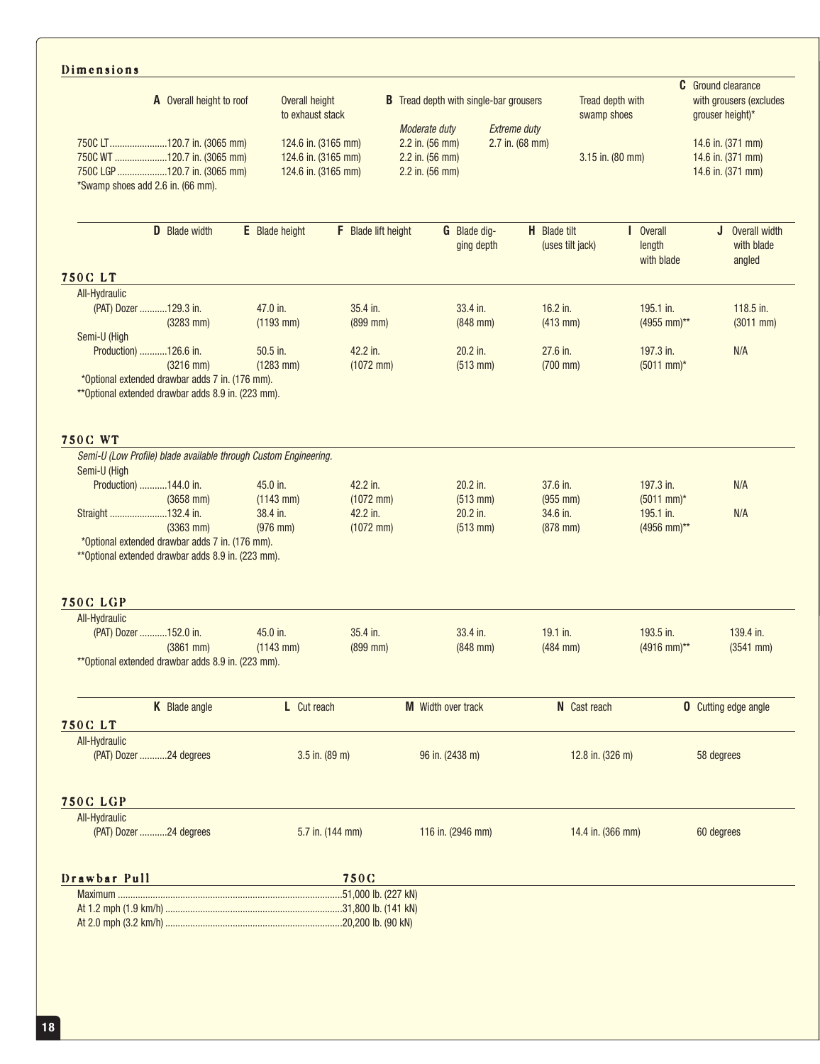## Dimensions

| | A Overall height to roof | Overall height to exhaust stack | B Tread depth with single-bar grousers: Moderate duty | B Tread depth with single-bar grousers: Extreme duty | Tread depth with swamp shoes | C Ground clearance with grousers (excludes grouser height)* |
|---|---|---|---|---|---|---|
| 750C LT | 120.7 in. (3065 mm) | 124.6 in. (3165 mm) | 2.2 in. (56 mm) | 2.7 in. (68 mm) | | 14.6 in. (371 mm) |
| 750C WT | 120.7 in. (3065 mm) | 124.6 in. (3165 mm) | 2.2 in. (56 mm) | | 3.15 in. (80 mm) | 14.6 in. (371 mm) |
| 750C LGP | 120.7 in. (3065 mm) | 124.6 in. (3165 mm) | 2.2 in. (56 mm) | | | 14.6 in. (371 mm) |

*Swamp shoes add 2.6 in. (66 mm).

### 750C LT

| | D Blade width | E Blade height | F Blade lift height | G Blade digging depth | H Blade tilt (uses tilt jack) | I Overall length with blade | J Overall width with blade angled |
|---|---|---|---|---|---|---|---|
| All-Hydraulic (PAT) Dozer | 129.3 in. (3283 mm) | 47.0 in. (1193 mm) | 35.4 in. (899 mm) | 33.4 in. (848 mm) | 16.2 in. (413 mm) | 195.1 in. (4955 mm)** | 118.5 in. (3011 mm) |
| Semi-U (High Production) | 126.6 in. (3216 mm) | 50.5 in. (1283 mm) | 42.2 in. (1072 mm) | 20.2 in. (513 mm) | 27.6 in. (700 mm) | 197.3 in. (5011 mm)* | N/A |

*Optional extended drawbar adds 7 in. (176 mm).
**Optional extended drawbar adds 8.9 in. (223 mm).

### 750C WT

*Semi-U (Low Profile) blade available through Custom Engineering.*

| | D Blade width | E Blade height | F Blade lift height | G Blade digging depth | H Blade tilt (uses tilt jack) | I Overall length with blade | J Overall width with blade angled |
|---|---|---|---|---|---|---|---|
| Semi-U (High Production) | 144.0 in. (3658 mm) | 45.0 in. (1143 mm) | 42.2 in. (1072 mm) | 20.2 in. (513 mm) | 37.6 in. (955 mm) | 197.3 in. (5011 mm)* | N/A |
| Straight | 132.4 in. (3363 mm) | 38.4 in. (976 mm) | 42.2 in. (1072 mm) | 20.2 in. (513 mm) | 34.6 in. (878 mm) | 195.1 in. (4956 mm)** | N/A |

*Optional extended drawbar adds 7 in. (176 mm).
**Optional extended drawbar adds 8.9 in. (223 mm).

### 750C LGP

| | D Blade width | E Blade height | F Blade lift height | G Blade digging depth | H Blade tilt (uses tilt jack) | I Overall length with blade | J Overall width with blade angled |
|---|---|---|---|---|---|---|---|
| All-Hydraulic (PAT) Dozer | 152.0 in. (3861 mm) | 45.0 in. (1143 mm) | 35.4 in. (899 mm) | 33.4 in. (848 mm) | 19.1 in. (484 mm) | 193.5 in. (4916 mm)** | 139.4 in. (3541 mm) |

**Optional extended drawbar adds 8.9 in. (223 mm).

| | K Blade angle | L Cut reach | M Width over track | N Cast reach | O Cutting edge angle |
|---|---|---|---|---|---|
| **750C LT** | | | | | |
| All-Hydraulic (PAT) Dozer | 24 degrees | 3.5 in. (89 m) | 96 in. (2438 m) | 12.8 in. (326 m) | 58 degrees |
| **750C LGP** | | | | | |
| All-Hydraulic (PAT) Dozer | 24 degrees | 5.7 in. (144 mm) | 116 in. (2946 mm) | 14.4 in. (366 mm) | 60 degrees |

## Drawbar Pull

| | 750C |
|---|---|
| Maximum | 51,000 lb. (227 kN) |
| At 1.2 mph (1.9 km/h) | 31,800 lb. (141 kN) |
| At 2.0 mph (3.2 km/h) | 20,200 lb. (90 kN) |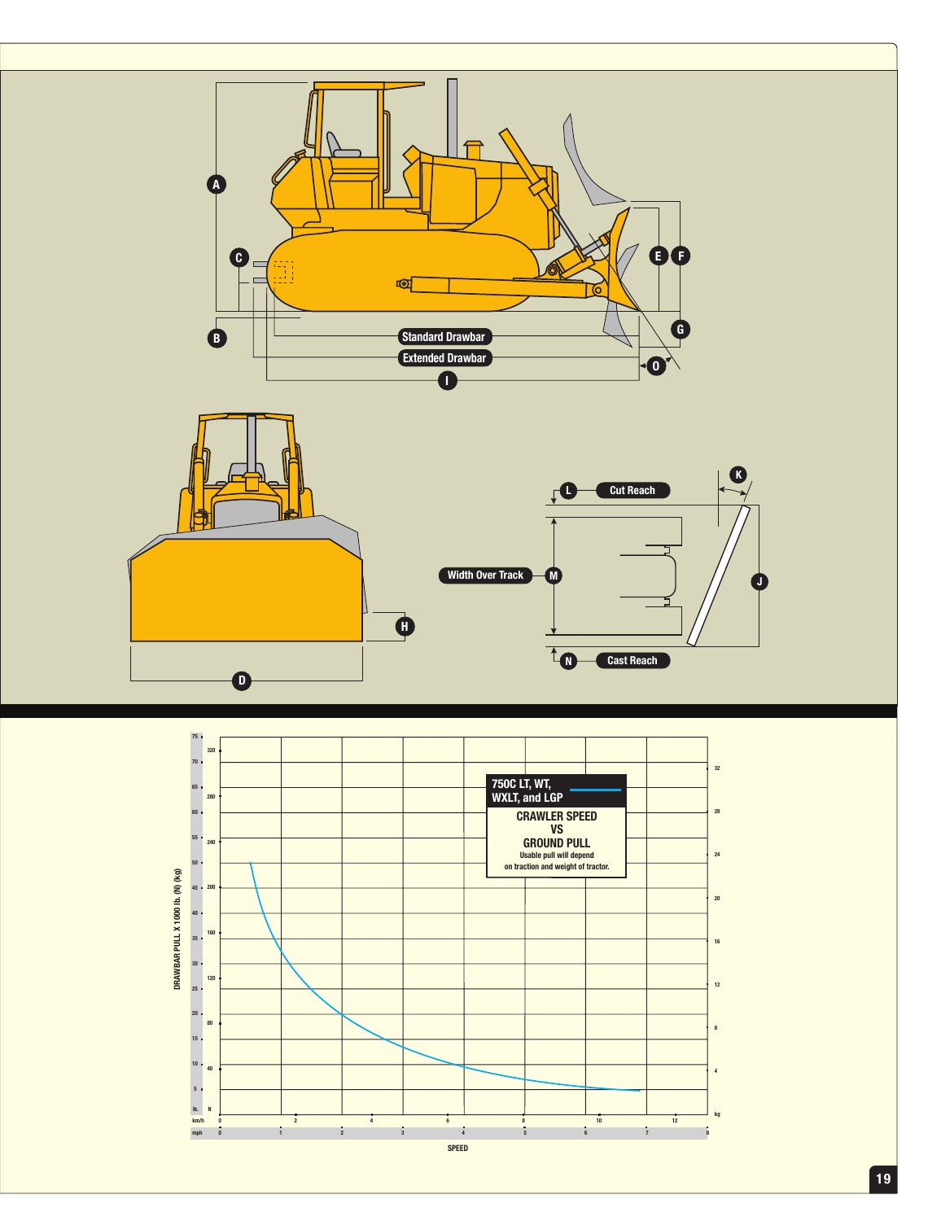A

C

E F

G

B

Standard Drawbar

Extended Drawbar

O

I

K

L Cut Reach

Width Over Track M

J

H

N Cast Reach

D

**750C LT, WT, WXLT, and LGP**

**CRAWLER SPEED VS GROUND PULL**

Usable pull will depend on traction and weight of tractor.

DRAWBAR PULL X 1000 lb. (N) (kg)

SPEED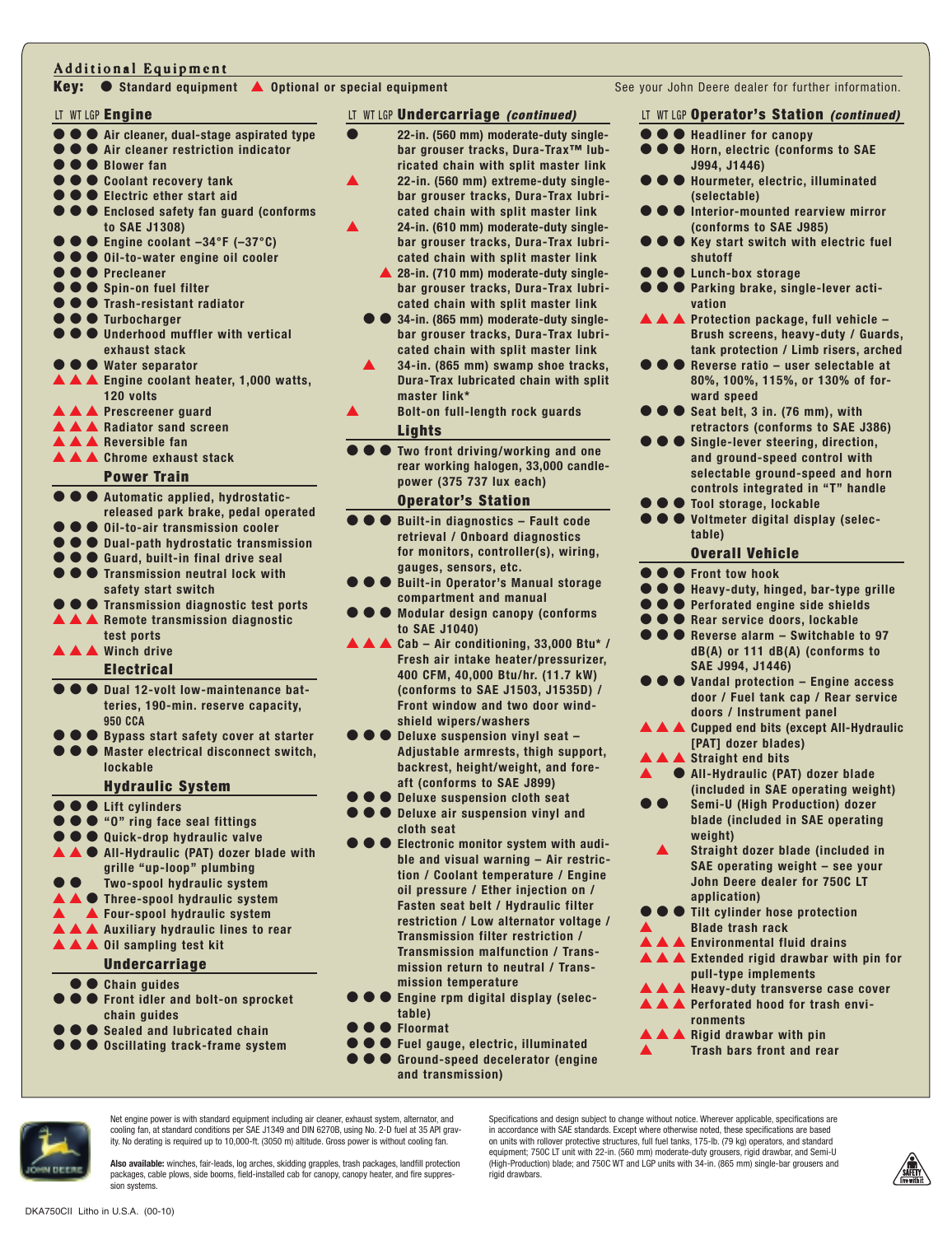## Additional Equipment

**Key:** ● Standard equipment ▲ Optional or special equipment

See your John Deere dealer for further information.

### Engine

| LT | WT | LGP | |
|---|---|---|---|
| ● | ● | ● | Air cleaner, dual-stage aspirated type |
| ● | ● | ● | Air cleaner restriction indicator |
| ● | ● | ● | Blower fan |
| ● | ● | ● | Coolant recovery tank |
| ● | ● | ● | Electric ether start aid |
| ● | ● | ● | Enclosed safety fan guard (conforms to SAE J1308) |
| ● | ● | ● | Engine coolant –34°F (–37°C) |
| ● | ● | ● | Oil-to-water engine oil cooler |
| ● | ● | ● | Precleaner |
| ● | ● | ● | Spin-on fuel filter |
| ● | ● | ● | Trash-resistant radiator |
| ● | ● | ● | Turbocharger |
| ● | ● | ● | Underhood muffler with vertical exhaust stack |
| ● | ● | ● | Water separator |
| ▲ | ▲ | ▲ | Engine coolant heater, 1,000 watts, 120 volts |
| ▲ | ▲ | ▲ | Prescreener guard |
| ▲ | ▲ | ▲ | Radiator sand screen |
| ▲ | ▲ | ▲ | Reversible fan |
| ▲ | ▲ | ▲ | Chrome exhaust stack |

### Power Train

| LT | WT | LGP | |
|---|---|---|---|
| ● | ● | ● | Automatic applied, hydrostatic-released park brake, pedal operated |
| ● | ● | ● | Oil-to-air transmission cooler |
| ● | ● | ● | Dual-path hydrostatic transmission |
| ● | ● | ● | Guard, built-in final drive seal |
| ● | ● | ● | Transmission neutral lock with safety start switch |
| ● | ● | ● | Transmission diagnostic test ports |
| ▲ | ▲ | ▲ | Remote transmission diagnostic test ports |
| ▲ | ▲ | ▲ | Winch drive |

### Electrical

| LT | WT | LGP | |
|---|---|---|---|
| ● | ● | ● | Dual 12-volt low-maintenance batteries, 190-min. reserve capacity, 950 CCA |
| ● | ● | ● | Bypass start safety cover at starter |
| ● | ● | ● | Master electrical disconnect switch, lockable |

### Hydraulic System

| LT | WT | LGP | |
|---|---|---|---|
| ● | ● | ● | Lift cylinders |
| ● | ● | ● | "O" ring face seal fittings |
| ● | ● | ● | Quick-drop hydraulic valve |
| ▲ | ▲ | ● | All-Hydraulic (PAT) dozer blade with grille "up-loop" plumbing |
| ● | ● | | Two-spool hydraulic system |
| ▲ | ▲ | ● | Three-spool hydraulic system |
| ▲ | | ▲ | Four-spool hydraulic system |
| ▲ | ▲ | ▲ | Auxiliary hydraulic lines to rear |
| ▲ | ▲ | ▲ | Oil sampling test kit |

### Undercarriage

| LT | WT | LGP | |
|---|---|---|---|
| | ● | ● | Chain guides |
| ● | ● | ● | Front idler and bolt-on sprocket chain guides |
| ● | ● | ● | Sealed and lubricated chain |
| ● | ● | ● | Oscillating track-frame system |

### Undercarriage *(continued)*

| LT | WT | LGP | |
|---|---|---|---|
| ● | | | 22-in. (560 mm) moderate-duty single-bar grouser tracks, Dura-Trax™ lubricated chain with split master link |
| ▲ | | | 22-in. (560 mm) extreme-duty single-bar grouser tracks, Dura-Trax lubricated chain with split master link |
| ▲ | | | 24-in. (610 mm) moderate-duty single-bar grouser tracks, Dura-Trax lubricated chain with split master link |
| | | ▲ | 28-in. (710 mm) moderate-duty single-bar grouser tracks, Dura-Trax lubricated chain with split master link |
| | ● | ● | 34-in. (865 mm) moderate-duty single-bar grouser tracks, Dura-Trax lubricated chain with split master link |
| | ▲ | | 34-in. (865 mm) swamp shoe tracks, Dura-Trax lubricated chain with split master link* |
| ▲ | | | Bolt-on full-length rock guards |

### Lights

| LT | WT | LGP | |
|---|---|---|---|
| ● | ● | ● | Two front driving/working and one rear working halogen, 33,000 candle-power (375 737 lux each) |

### Operator's Station

| LT | WT | LGP | |
|---|---|---|---|
| ● | ● | ● | Built-in diagnostics – Fault code retrieval / Onboard diagnostics for monitors, controller(s), wiring, gauges, sensors, etc. |
| ● | ● | ● | Built-in Operator's Manual storage compartment and manual |
| ● | ● | ● | Modular design canopy (conforms to SAE J1040) |
| ▲ | ▲ | ▲ | Cab – Air conditioning, 33,000 Btu* / Fresh air intake heater/pressurizer, 400 CFM, 40,000 Btu/hr. (11.7 kW) (conforms to SAE J1503, J1535D) / Front window and two door windshield wipers/washers |
| ● | ● | ● | Deluxe suspension vinyl seat – Adjustable armrests, thigh support, backrest, height/weight, and fore-aft (conforms to SAE J899) |
| ● | ● | ● | Deluxe suspension cloth seat |
| ● | ● | ● | Deluxe air suspension vinyl and cloth seat |
| ● | ● | ● | Electronic monitor system with audible and visual warning – Air restriction / Coolant temperature / Engine oil pressure / Ether injection on / Fasten seat belt / Hydraulic filter restriction / Low alternator voltage / Transmission filter restriction / Transmission malfunction / Transmission return to neutral / Transmission temperature |
| ● | ● | ● | Engine rpm digital display (selectable) |
| ● | ● | ● | Floormat |
| ● | ● | ● | Fuel gauge, electric, illuminated |
| ● | ● | ● | Ground-speed decelerator (engine and transmission) |

### Operator's Station *(continued)*

| LT | WT | LGP | |
|---|---|---|---|
| ● | ● | ● | Headliner for canopy |
| ● | ● | ● | Horn, electric (conforms to SAE J994, J1446) |
| ● | ● | ● | Hourmeter, electric, illuminated (selectable) |
| ● | ● | ● | Interior-mounted rearview mirror (conforms to SAE J985) |
| ● | ● | ● | Key start switch with electric fuel shutoff |
| ● | ● | ● | Lunch-box storage |
| ● | ● | ● | Parking brake, single-lever activation |
| ▲ | ▲ | ▲ | Protection package, full vehicle – Brush screens, heavy-duty / Guards, tank protection / Limb risers, arched |
| ● | ● | ● | Reverse ratio – user selectable at 80%, 100%, 115%, or 130% of forward speed |
| ● | ● | ● | Seat belt, 3 in. (76 mm), with retractors (conforms to SAE J386) |
| ● | ● | ● | Single-lever steering, direction, and ground-speed control with selectable ground-speed and horn controls integrated in "T" handle |
| ● | ● | ● | Tool storage, lockable |
| ● | ● | ● | Voltmeter digital display (selectable) |

### Overall Vehicle

| LT | WT | LGP | |
|---|---|---|---|
| ● | ● | ● | Front tow hook |
| ● | ● | ● | Heavy-duty, hinged, bar-type grille |
| ● | ● | ● | Perforated engine side shields |
| ● | ● | ● | Rear service doors, lockable |
| ● | ● | ● | Reverse alarm – Switchable to 97 dB(A) or 111 dB(A) (conforms to SAE J994, J1446) |
| ● | ● | ● | Vandal protection – Engine access door / Fuel tank cap / Rear service doors / Instrument panel |
| ▲ | ▲ | ▲ | Cupped end bits (except All-Hydraulic [PAT] dozer blades) |
| ▲ | ▲ | ▲ | Straight end bits |
| ▲ | | ● | All-Hydraulic (PAT) dozer blade (included in SAE operating weight) |
| ● | ● | | Semi-U (High Production) dozer blade (included in SAE operating weight) |
| | ▲ | | Straight dozer blade (included in SAE operating weight – see your John Deere dealer for 750C LT application) |
| ● | ● | ● | Tilt cylinder hose protection |
| ▲ | | | Blade trash rack |
| ▲ | ▲ | ▲ | Environmental fluid drains |
| ▲ | ▲ | ▲ | Extended rigid drawbar with pin for pull-type implements |
| ▲ | ▲ | ▲ | Heavy-duty transverse case cover |
| ▲ | ▲ | ▲ | Perforated hood for trash environments |
| ▲ | ▲ | ▲ | Rigid drawbar with pin |
| ▲ | | | Trash bars front and rear |

Net engine power is with standard equipment including air cleaner, exhaust system, alternator, and cooling fan, at standard conditions per SAE J1349 and DIN 6270B, using No. 2-D fuel at 35 API gravity. No derating is required up to 10,000-ft. (3050 m) altitude. Gross power is without cooling fan.

**Also available:** winches, fair-leads, log arches, skidding grapples, trash packages, landfill protection packages, cable plows, side booms, field-installed cab for canopy, canopy heater, and fire suppression systems.

Specifications and design subject to change without notice. Wherever applicable, specifications are in accordance with SAE standards. Except where otherwise noted, these specifications are based on units with rollover protective structures, full fuel tanks, 175-lb. (79 kg) operators, and standard equipment; 750C LT unit with 22-in. (560 mm) moderate-duty grousers, rigid drawbar, and Semi-U (High-Production) blade; and 750C WT and LGP units with 34-in. (865 mm) single-bar grousers and rigid drawbars.

DKA750CII Litho in U.S.A. (00-10)